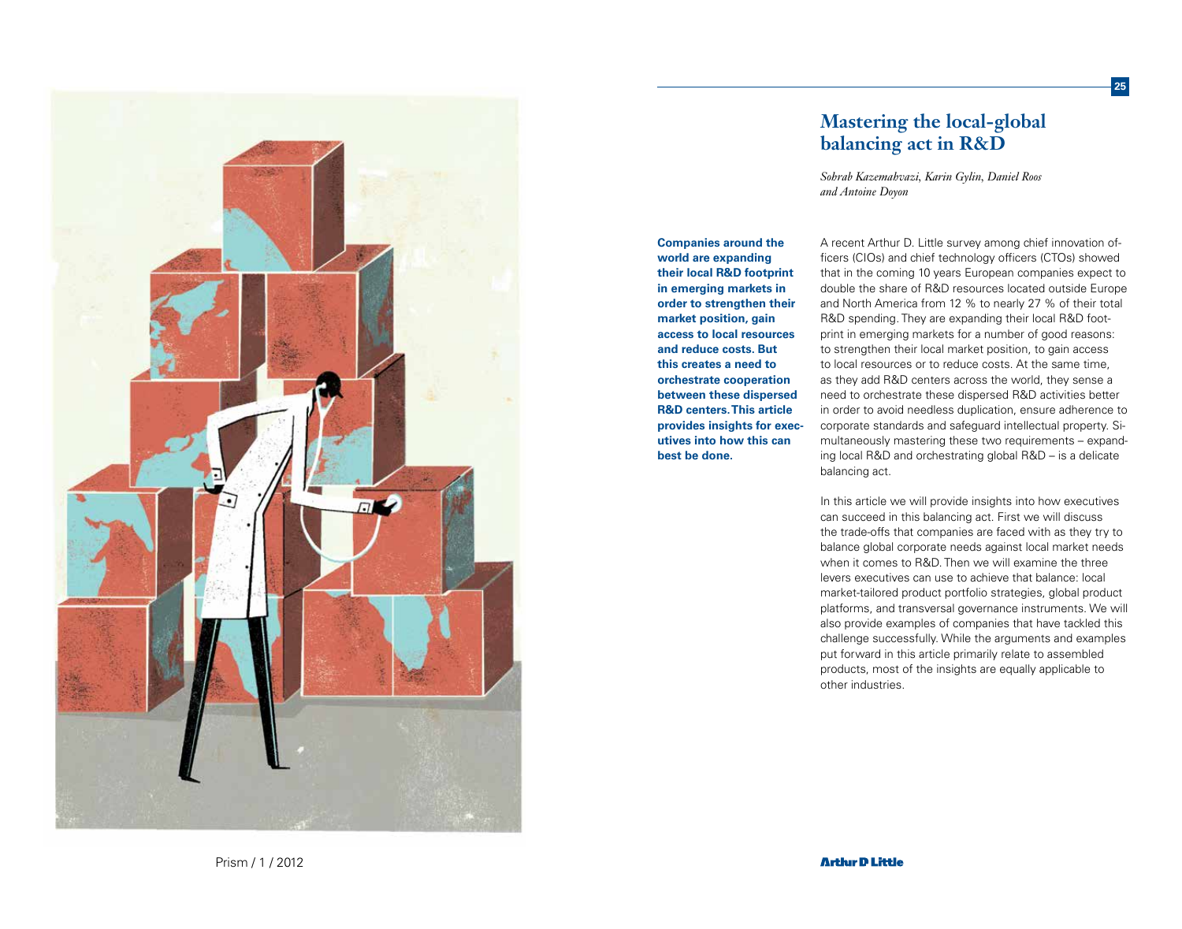# Mastering the local-global balancing act in R&D

*Sohrab Kazemahvazi, Karin Gylin, Daniel Roos and Antoine Doyon*

**Companies around the world are expanding their local R&D footprint in emerging markets in order to strengthen their market position, gain access to local resources and reduce costs. But this creates a need to orchestrate cooperation between these dispersed R&D centers. This article provides insights for executives into how this can best be done.**

A recent Arthur D. Little survey among chief innovation officers (CIOs) and chief technology officers (CTOs) showed that in the coming 10 years European companies expect to double the share of R&D resources located outside Europe and North America from 12 % to nearly 27 % of their total R&D spending. They are expanding their local R&D footprint in emerging markets for a number of good reasons: to strengthen their local market position, to gain access to local resources or to reduce costs. At the same time, as they add R&D centers across the world, they sense a need to orchestrate these dispersed R&D activities better in order to avoid needless duplication, ensure adherence to corporate standards and safeguard intellectual property. Simultaneously mastering these two requirements – expanding local R&D and orchestrating global R&D – is a delicate balancing act.

In this article we will provide insights into how executives can succeed in this balancing act. First we will discuss the trade-offs that companies are faced with as they try to balance global corporate needs against local market needs when it comes to R&D. Then we will examine the three levers executives can use to achieve that balance: local market-tailored product portfolio strategies, global product platforms, and transversal governance instruments. We will also provide examples of companies that have tackled this challenge successfully. While the arguments and examples put forward in this article primarily relate to assembled products, most of the insights are equally applicable to other industries.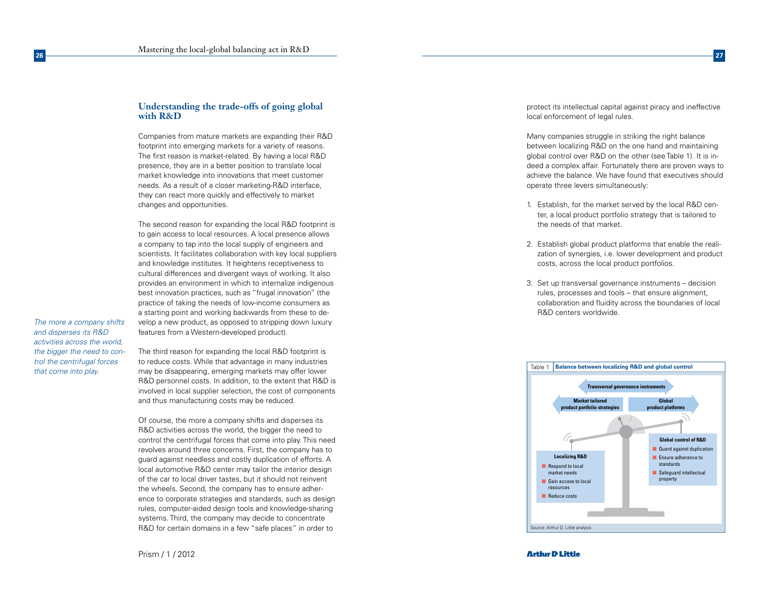## Understanding the trade-offs of going global with R&D

Companies from mature markets are expanding their R&D footprint into emerging markets for a variety of reasons. The first reason is market-related. By having a local R&D presence, they are in a better position to translate local market knowledge into innovations that meet customer needs. As a result of a closer marketing-R&D interface, they can react more quickly and effectively to market changes and opportunities.

The second reason for expanding the local R&D footprint is to gain access to local resources. A local presence allows a company to tap into the local supply of engineers and scientists. It facilitates collaboration with key local suppliers and knowledge institutes. It heightens receptiveness to cultural differences and divergent ways of working. It also provides an environment in which to internalize indigenous best innovation practices, such as "frugal innovation" (the practice of taking the needs of low-income consumers as a starting point and working backwards from these to develop a new product, as opposed to stripping down luxury features from a Western-developed product).

*The more a company shifts and disperses its R&D activities across the world, the bigger the need to control the centrifugal forces that come into play.*

The third reason for expanding the local R&D footprint is to reduce costs. While that advantage in many industries may be disappearing, emerging markets may offer lower R&D personnel costs. In addition, to the extent that R&D is involved in local supplier selection, the cost of components and thus manufacturing costs may be reduced.

Of course, the more a company shifts and disperses its R&D activities across the world, the bigger the need to control the centrifugal forces that come into play. This need revolves around three concerns. First, the company has to guard against needless and costly duplication of efforts. A local automotive R&D center may tailor the interior design of the car to local driver tastes, but it should not reinvent the wheels. Second, the company has to ensure adherence to corporate strategies and standards, such as design rules, computer-aided design tools and knowledge-sharing systems. Third, the company may decide to concentrate R&D for certain domains in a few "safe places" in order to protect its intellectual capital against piracy and ineffective local enforcement of legal rules.

Many companies struggle in striking the right balance between localizing R&D on the one hand and maintaining global control over R&D on the other (see Table 1). It is indeed a complex affair. Fortunately there are proven ways to achieve the balance. We have found that executives should operate three levers simultaneously:

1. Establish, for the market served by the local R&D center, a local product portfolio strategy that is tailored to the needs of that market.
2. Establish global product platforms that enable the realization of synergies, i.e. lower development and product costs, across the local product portfolios.
3. Set up transversal governance instruments – decision rules, processes and tools – that ensure alignment, collaboration and fluidity across the boundaries of local R&D centers worldwide.

Table 1 **Balance between localizing R&D and global control**

Transversal governance instruments

Market tailored product portfolio strategies | Global product platforms

**Localizing R&D**
- Respond to local market needs
- Gain access to local resources
- Reduce costs

**Global control of R&D**
- Guard against duplication
- Ensure adherence to standards
- Safeguard intellectual property

Source: Arthur D. Little analysis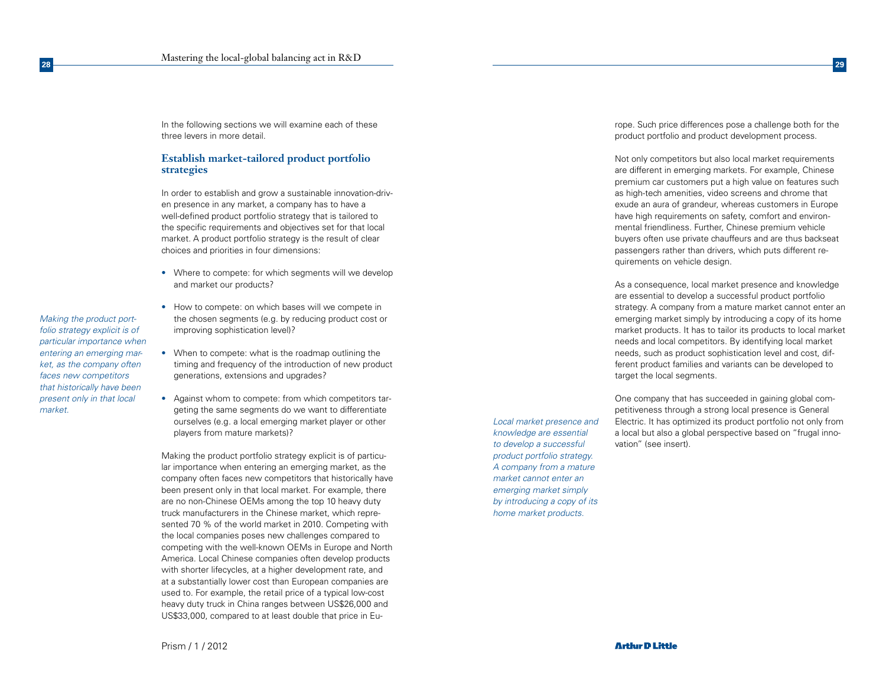In the following sections we will examine each of these three levers in more detail.

## Establish market-tailored product portfolio strategies

In order to establish and grow a sustainable innovation-driven presence in any market, a company has to have a well-defined product portfolio strategy that is tailored to the specific requirements and objectives set for that local market. A product portfolio strategy is the result of clear choices and priorities in four dimensions:

- Where to compete: for which segments will we develop and market our products?
- How to compete: on which bases will we compete in the chosen segments (e.g. by reducing product cost or improving sophistication level)?
- When to compete: what is the roadmap outlining the timing and frequency of the introduction of new product generations, extensions and upgrades?
- Against whom to compete: from which competitors targeting the same segments do we want to differentiate ourselves (e.g. a local emerging market player or other players from mature markets)?

*Making the product portfolio strategy explicit is of particular importance when entering an emerging market, as the company often faces new competitors that historically have been present only in that local market.*

Making the product portfolio strategy explicit is of particular importance when entering an emerging market, as the company often faces new competitors that historically have been present only in that local market. For example, there are no non-Chinese OEMs among the top 10 heavy duty truck manufacturers in the Chinese market, which represented 70 % of the world market in 2010. Competing with the local companies poses new challenges compared to competing with the well-known OEMs in Europe and North America. Local Chinese companies often develop products with shorter lifecycles, at a higher development rate, and at a substantially lower cost than European companies are used to. For example, the retail price of a typical low-cost heavy duty truck in China ranges between US$26,000 and US$33,000, compared to at least double that price in Europe. Such price differences pose a challenge both for the product portfolio and product development process.

Not only competitors but also local market requirements are different in emerging markets. For example, Chinese premium car customers put a high value on features such as high-tech amenities, video screens and chrome that exude an aura of grandeur, whereas customers in Europe have high requirements on safety, comfort and environmental friendliness. Further, Chinese premium vehicle buyers often use private chauffeurs and are thus backseat passengers rather than drivers, which puts different requirements on vehicle design.

As a consequence, local market presence and knowledge are essential to develop a successful product portfolio strategy. A company from a mature market cannot enter an emerging market simply by introducing a copy of its home market products. It has to tailor its products to local market needs and local competitors. By identifying local market needs, such as product sophistication level and cost, different product families and variants can be developed to target the local segments.

*Local market presence and knowledge are essential to develop a successful product portfolio strategy. A company from a mature market cannot enter an emerging market simply by introducing a copy of its home market products.*

One company that has succeeded in gaining global competitiveness through a strong local presence is General Electric. It has optimized its product portfolio not only from a local but also a global perspective based on "frugal innovation" (see insert).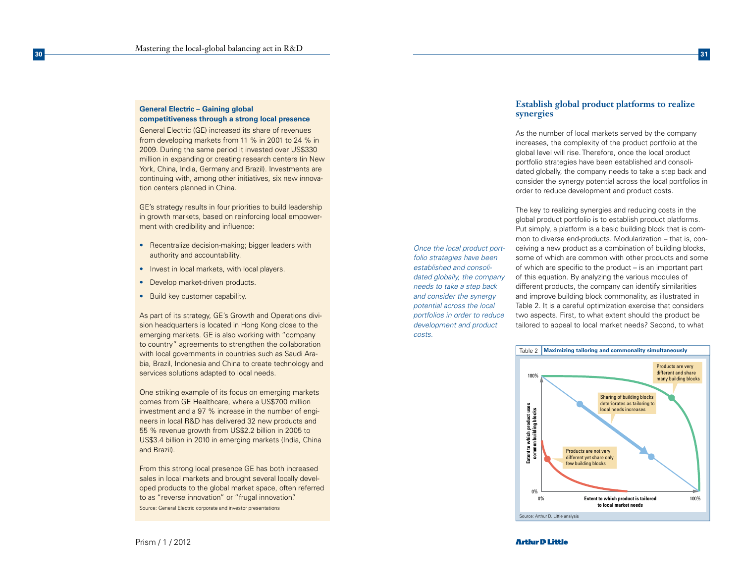### General Electric – Gaining global competitiveness through a strong local presence

General Electric (GE) increased its share of revenues from developing markets from 11 % in 2001 to 24 % in 2009. During the same period it invested over US$330 million in expanding or creating research centers (in New York, China, India, Germany and Brazil). Investments are continuing with, among other initiatives, six new innovation centers planned in China.

GE's strategy results in four priorities to build leadership in growth markets, based on reinforcing local empowerment with credibility and influence:

- Recentralize decision-making; bigger leaders with authority and accountability.
- Invest in local markets, with local players.
- Develop market-driven products.
- Build key customer capability.

As part of its strategy, GE's Growth and Operations division headquarters is located in Hong Kong close to the emerging markets. GE is also working with "company to country" agreements to strengthen the collaboration with local governments in countries such as Saudi Arabia, Brazil, Indonesia and China to create technology and services solutions adapted to local needs.

One striking example of its focus on emerging markets comes from GE Healthcare, where a US$700 million investment and a 97 % increase in the number of engineers in local R&D has delivered 32 new products and 55 % revenue growth from US$2.2 billion in 2005 to US$3.4 billion in 2010 in emerging markets (India, China and Brazil).

From this strong local presence GE has both increased sales in local markets and brought several locally developed products to the global market space, often referred to as "reverse innovation" or "frugal innovation".

Source: General Electric corporate and investor presentations

## Establish global product platforms to realize synergies

As the number of local markets served by the company increases, the complexity of the product portfolio at the global level will rise. Therefore, once the local product portfolio strategies have been established and consolidated globally, the company needs to take a step back and consider the synergy potential across the local portfolios in order to reduce development and product costs.

*Once the local product portfolio strategies have been established and consolidated globally, the company needs to take a step back and consider the synergy potential across the local portfolios in order to reduce development and product costs.*

The key to realizing synergies and reducing costs in the global product portfolio is to establish product platforms. Put simply, a platform is a basic building block that is common to diverse end-products. Modularization – that is, conceiving a new product as a combination of building blocks, some of which are common with other products and some of which are specific to the product – is an important part of this equation. By analyzing the various modules of different products, the company can identify similarities and improve building block commonality, as illustrated in Table 2. It is a careful optimization exercise that considers two aspects. First, to what extent should the product be tailored to appeal to local market needs? Second, to what

**Table 2 Maximizing tailoring and commonality simultaneously**

Source: Arthur D. Little analysis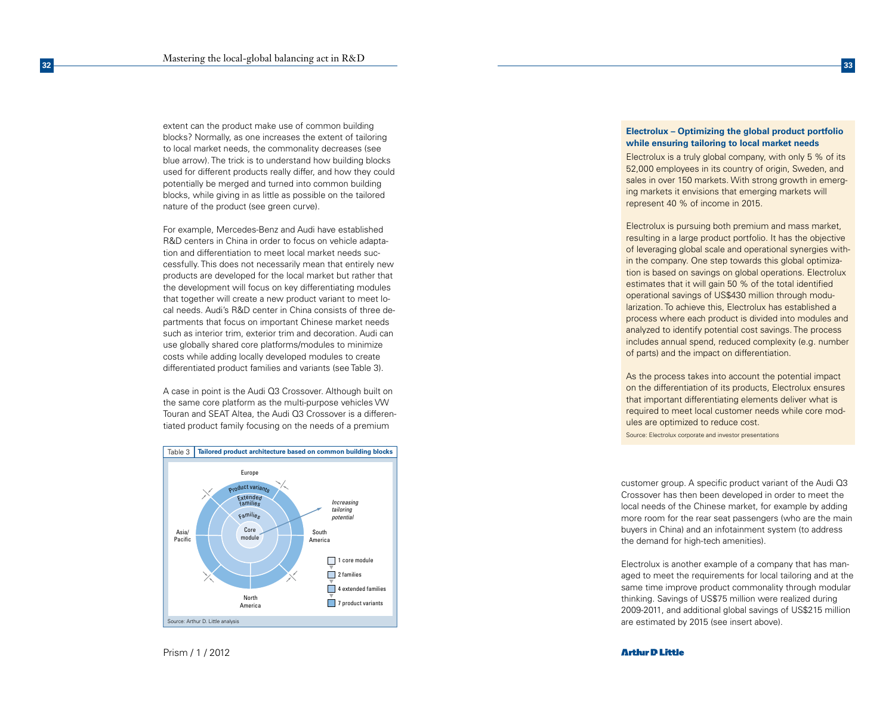extent can the product make use of common building blocks? Normally, as one increases the extent of tailoring to local market needs, the commonality decreases (see blue arrow). The trick is to understand how building blocks used for different products really differ, and how they could potentially be merged and turned into common building blocks, while giving in as little as possible on the tailored nature of the product (see green curve).

For example, Mercedes-Benz and Audi have established R&D centers in China in order to focus on vehicle adaptation and differentiation to meet local market needs successfully. This does not necessarily mean that entirely new products are developed for the local market but rather that the development will focus on key differentiating modules that together will create a new product variant to meet local needs. Audi's R&D center in China consists of three departments that focus on important Chinese market needs such as interior trim, exterior trim and decoration. Audi can use globally shared core platforms/modules to minimize costs while adding locally developed modules to create differentiated product families and variants (see Table 3).

A case in point is the Audi Q3 Crossover. Although built on the same core platform as the multi-purpose vehicles VW Touran and SEAT Altea, the Audi Q3 Crossover is a differentiated product family focusing on the needs of a premium customer group. A specific product variant of the Audi Q3 Crossover has then been developed in order to meet the local needs of the Chinese market, for example by adding more room for the rear seat passengers (who are the main buyers in China) and an infotainment system (to address the demand for high-tech amenities).

Electrolux is another example of a company that has managed to meet the requirements for local tailoring and at the same time improve product commonality through modular thinking. Savings of US$75 million were realized during 2009-2011, and additional global savings of US$215 million are estimated by 2015 (see insert above).

**Table 3 Tailored product architecture based on common building blocks**

Europe

Product variants

Extended families

Families

Core module

Asia/Pacific

South America

North America

*Increasing tailoring potential*

- 1 core module
- 2 families
- 4 extended families
- 7 product variants

Source: Arthur D. Little analysis

**Electrolux – Optimizing the global product portfolio while ensuring tailoring to local market needs**

Electrolux is a truly global company, with only 5 % of its 52,000 employees in its country of origin, Sweden, and sales in over 150 markets. With strong growth in emerging markets it envisions that emerging markets will represent 40 % of income in 2015.

Electrolux is pursuing both premium and mass market, resulting in a large product portfolio. It has the objective of leveraging global scale and operational synergies within the company. One step towards this global optimization is based on savings on global operations. Electrolux estimates that it will gain 50 % of the total identified operational savings of US$430 million through modularization. To achieve this, Electrolux has established a process where each product is divided into modules and analyzed to identify potential cost savings. The process includes annual spend, reduced complexity (e.g. number of parts) and the impact on differentiation.

As the process takes into account the potential impact on the differentiation of its products, Electrolux ensures that important differentiating elements deliver what is required to meet local customer needs while core modules are optimized to reduce cost.

Source: Electrolux corporate and investor presentations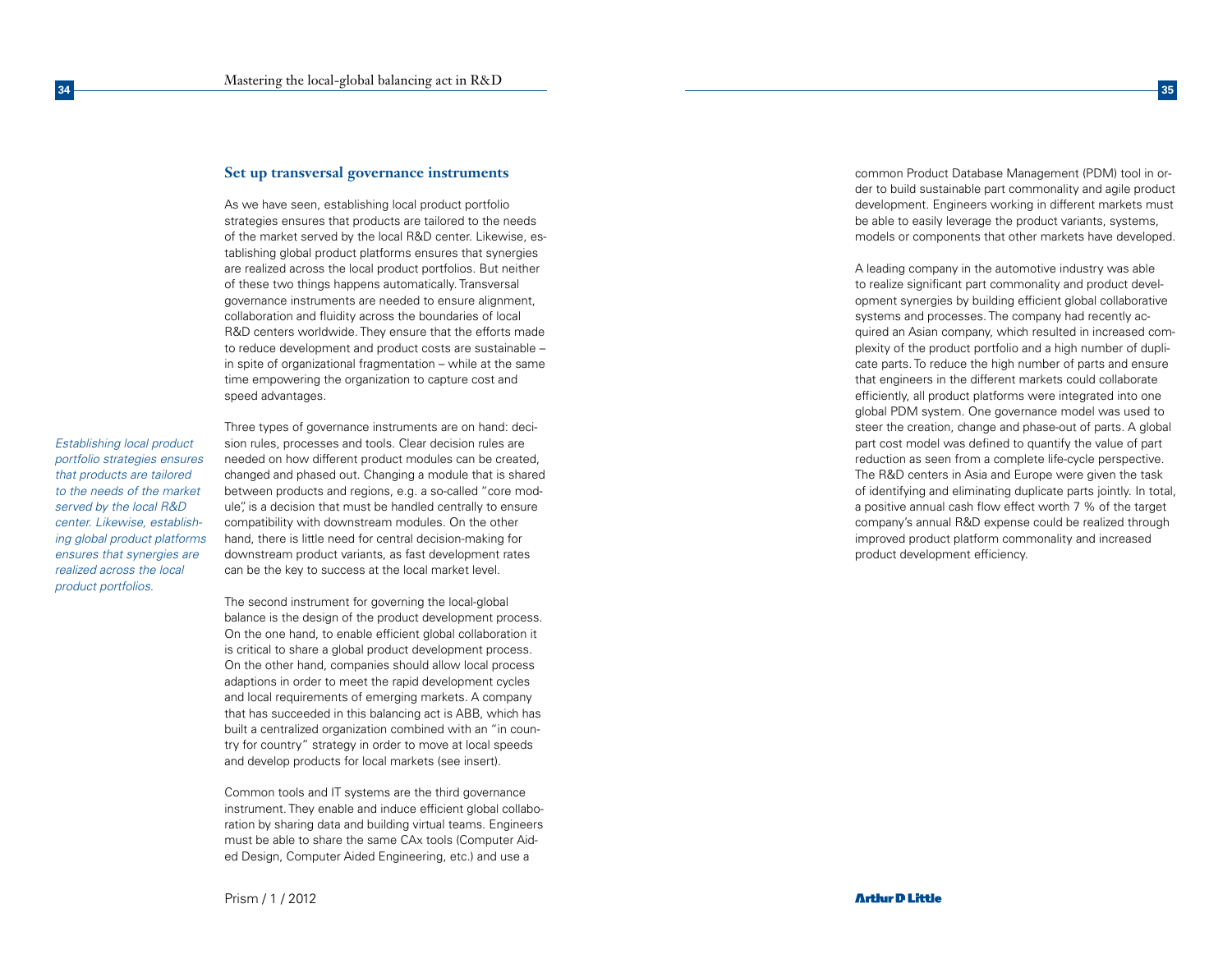## Set up transversal governance instruments

As we have seen, establishing local product portfolio strategies ensures that products are tailored to the needs of the market served by the local R&D center. Likewise, establishing global product platforms ensures that synergies are realized across the local product portfolios. But neither of these two things happens automatically. Transversal governance instruments are needed to ensure alignment, collaboration and fluidity across the boundaries of local R&D centers worldwide. They ensure that the efforts made to reduce development and product costs are sustainable – in spite of organizational fragmentation – while at the same time empowering the organization to capture cost and speed advantages.

*Establishing local product portfolio strategies ensures that products are tailored to the needs of the market served by the local R&D center. Likewise, establishing global product platforms ensures that synergies are realized across the local product portfolios.*

Three types of governance instruments are on hand: decision rules, processes and tools. Clear decision rules are needed on how different product modules can be created, changed and phased out. Changing a module that is shared between products and regions, e.g. a so-called "core module", is a decision that must be handled centrally to ensure compatibility with downstream modules. On the other hand, there is little need for central decision-making for downstream product variants, as fast development rates can be the key to success at the local market level.

The second instrument for governing the local-global balance is the design of the product development process. On the one hand, to enable efficient global collaboration it is critical to share a global product development process. On the other hand, companies should allow local process adaptions in order to meet the rapid development cycles and local requirements of emerging markets. A company that has succeeded in this balancing act is ABB, which has built a centralized organization combined with an "in country for country" strategy in order to move at local speeds and develop products for local markets (see insert).

Common tools and IT systems are the third governance instrument. They enable and induce efficient global collaboration by sharing data and building virtual teams. Engineers must be able to share the same CAx tools (Computer Aided Design, Computer Aided Engineering, etc.) and use a common Product Database Management (PDM) tool in order to build sustainable part commonality and agile product development. Engineers working in different markets must be able to easily leverage the product variants, systems, models or components that other markets have developed.

A leading company in the automotive industry was able to realize significant part commonality and product development synergies by building efficient global collaborative systems and processes. The company had recently acquired an Asian company, which resulted in increased complexity of the product portfolio and a high number of duplicate parts. To reduce the high number of parts and ensure that engineers in the different markets could collaborate efficiently, all product platforms were integrated into one global PDM system. One governance model was used to steer the creation, change and phase-out of parts. A global part cost model was defined to quantify the value of part reduction as seen from a complete life-cycle perspective. The R&D centers in Asia and Europe were given the task of identifying and eliminating duplicate parts jointly. In total, a positive annual cash flow effect worth 7 % of the target company's annual R&D expense could be realized through improved product platform commonality and increased product development efficiency.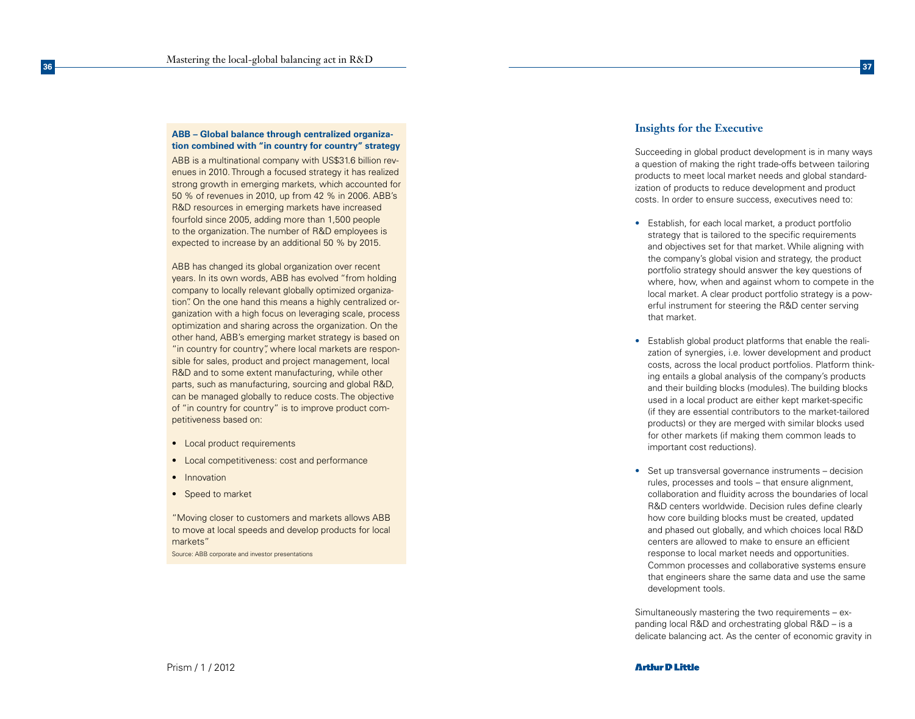### ABB – Global balance through centralized organization combined with "in country for country" strategy

ABB is a multinational company with US$31.6 billion revenues in 2010. Through a focused strategy it has realized strong growth in emerging markets, which accounted for 50 % of revenues in 2010, up from 42 % in 2006. ABB's R&D resources in emerging markets have increased fourfold since 2005, adding more than 1,500 people to the organization. The number of R&D employees is expected to increase by an additional 50 % by 2015.

ABB has changed its global organization over recent years. In its own words, ABB has evolved "from holding company to locally relevant globally optimized organization". On the one hand this means a highly centralized organization with a high focus on leveraging scale, process optimization and sharing across the organization. On the other hand, ABB's emerging market strategy is based on "in country for country", where local markets are responsible for sales, product and project management, local R&D and to some extent manufacturing, while other parts, such as manufacturing, sourcing and global R&D, can be managed globally to reduce costs. The objective of "in country for country" is to improve product competitiveness based on:

- Local product requirements
- Local competitiveness: cost and performance
- Innovation
- Speed to market

"Moving closer to customers and markets allows ABB to move at local speeds and develop products for local markets"

Source: ABB corporate and investor presentations

## Insights for the Executive

Succeeding in global product development is in many ways a question of making the right trade-offs between tailoring products to meet local market needs and global standardization of products to reduce development and product costs. In order to ensure success, executives need to:

- Establish, for each local market, a product portfolio strategy that is tailored to the specific requirements and objectives set for that market. While aligning with the company's global vision and strategy, the product portfolio strategy should answer the key questions of where, how, when and against whom to compete in the local market. A clear product portfolio strategy is a powerful instrument for steering the R&D center serving that market.

- Establish global product platforms that enable the realization of synergies, i.e. lower development and product costs, across the local product portfolios. Platform thinking entails a global analysis of the company's products and their building blocks (modules). The building blocks used in a local product are either kept market-specific (if they are essential contributors to the market-tailored products) or they are merged with similar blocks used for other markets (if making them common leads to important cost reductions).

- Set up transversal governance instruments – decision rules, processes and tools – that ensure alignment, collaboration and fluidity across the boundaries of local R&D centers worldwide. Decision rules define clearly how core building blocks must be created, updated and phased out globally, and which choices local R&D centers are allowed to make to ensure an efficient response to local market needs and opportunities. Common processes and collaborative systems ensure that engineers share the same data and use the same development tools.

Simultaneously mastering the two requirements – expanding local R&D and orchestrating global R&D – is a delicate balancing act. As the center of economic gravity in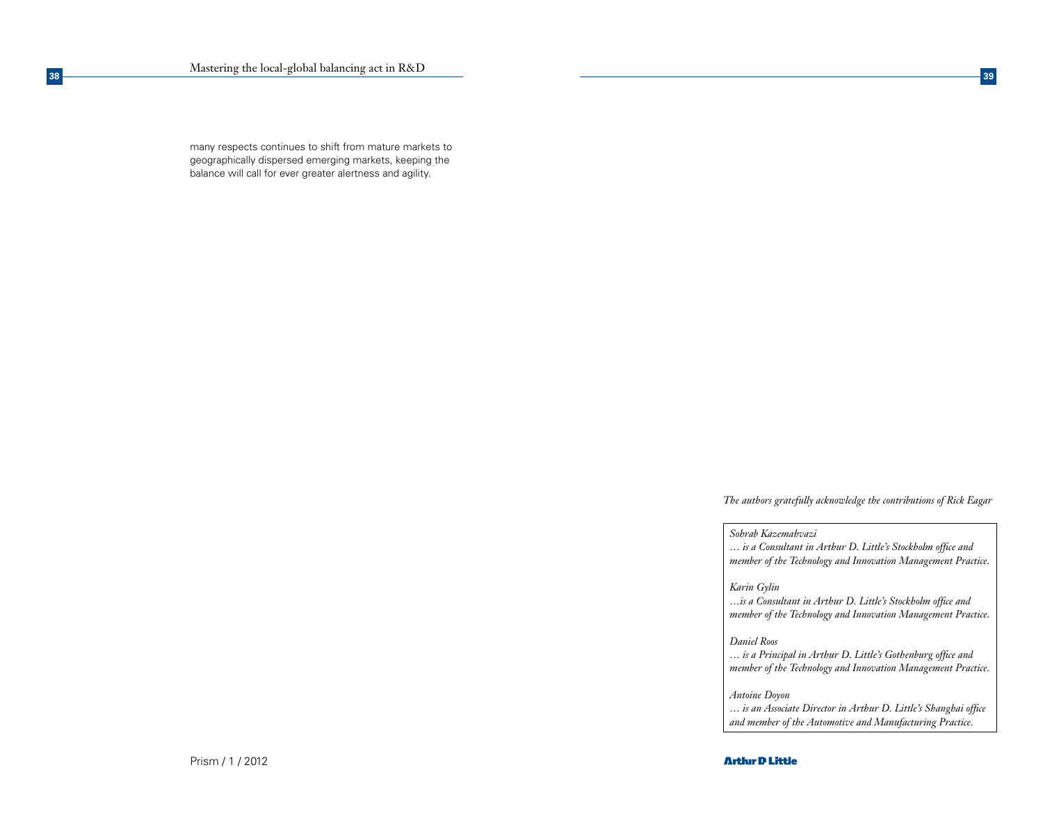many respects continues to shift from mature markets to geographically dispersed emerging markets, keeping the balance will call for ever greater alertness and agility.

*The authors gratefully acknowledge the contributions of Rick Eagar*

*Sohrab Kazemahvazi*
*… is a Consultant in Arthur D. Little's Stockholm office and member of the Technology and Innovation Management Practice.*

*Karin Gylin*
*…is a Consultant in Arthur D. Little's Stockholm office and member of the Technology and Innovation Management Practice.*

*Daniel Roos*
*… is a Principal in Arthur D. Little's Gothenburg office and member of the Technology and Innovation Management Practice.*

*Antoine Doyon*
*… is an Associate Director in Arthur D. Little's Shanghai office and member of the Automotive and Manufacturing Practice.*